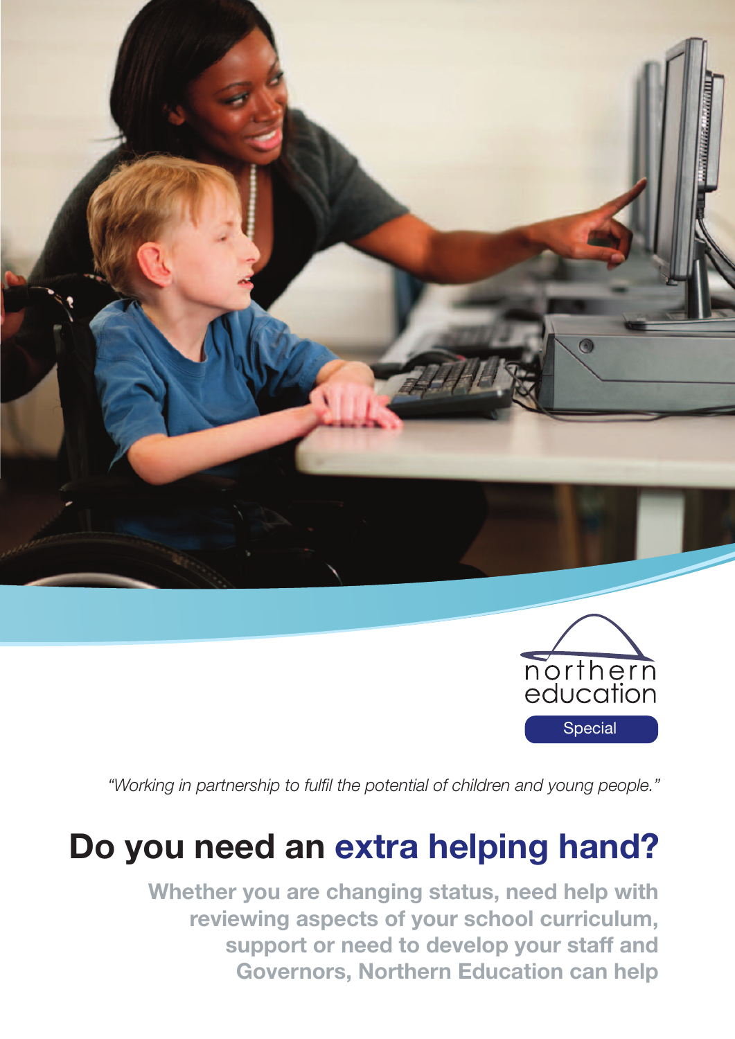northern education

Special

*"Working in partnership to fulfil the potential of children and young people."*

# Do you need an extra helping hand?

**Whether you are changing status, need help with reviewing aspects of your school curriculum, support or need to develop your staff and Governors, Northern Education can help**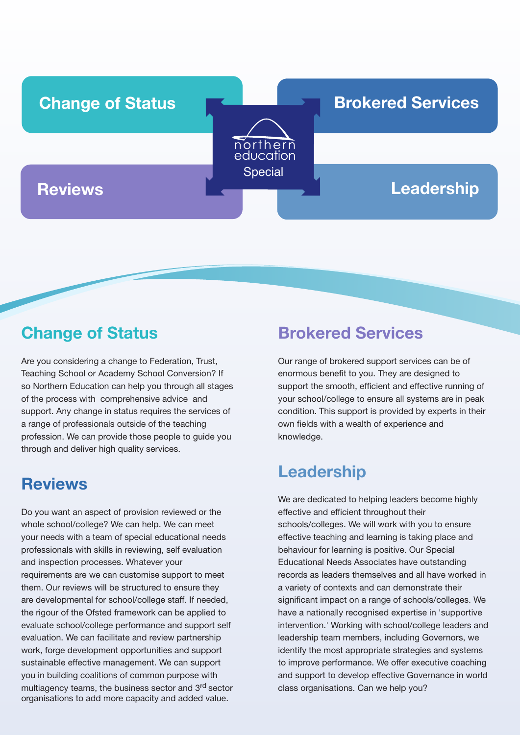Change of Status

Brokered Services

northern education Special

Reviews

Leadership

## Change of Status

Are you considering a change to Federation, Trust, Teaching School or Academy School Conversion? If so Northern Education can help you through all stages of the process with comprehensive advice and support. Any change in status requires the services of a range of professionals outside of the teaching profession. We can provide those people to guide you through and deliver high quality services.

## Reviews

Do you want an aspect of provision reviewed or the whole school/college? We can help. We can meet your needs with a team of special educational needs professionals with skills in reviewing, self evaluation and inspection processes. Whatever your requirements are we can customise support to meet them. Our reviews will be structured to ensure they are developmental for school/college staff. If needed, the rigour of the Ofsted framework can be applied to evaluate school/college performance and support self evaluation. We can facilitate and review partnership work, forge development opportunities and support sustainable effective management. We can support you in building coalitions of common purpose with multiagency teams, the business sector and 3rd sector organisations to add more capacity and added value.

## Brokered Services

Our range of brokered support services can be of enormous benefit to you. They are designed to support the smooth, efficient and effective running of your school/college to ensure all systems are in peak condition. This support is provided by experts in their own fields with a wealth of experience and knowledge.

## Leadership

We are dedicated to helping leaders become highly effective and efficient throughout their schools/colleges. We will work with you to ensure effective teaching and learning is taking place and behaviour for learning is positive. Our Special Educational Needs Associates have outstanding records as leaders themselves and all have worked in a variety of contexts and can demonstrate their significant impact on a range of schools/colleges. We have a nationally recognised expertise in 'supportive intervention.' Working with school/college leaders and leadership team members, including Governors, we identify the most appropriate strategies and systems to improve performance. We offer executive coaching and support to develop effective Governance in world class organisations. Can we help you?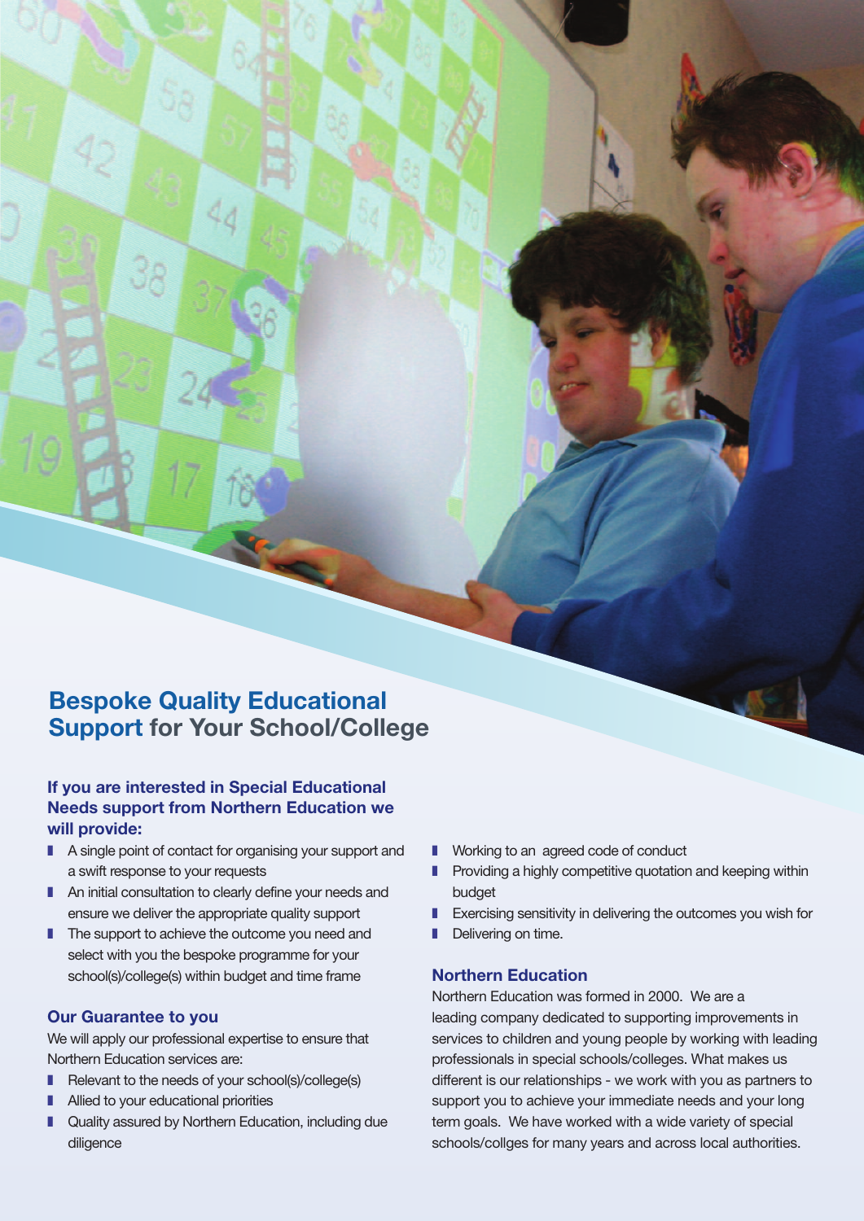## **Bespoke Quality Educational Support** for Your School/College

### If you are interested in Special Educational Needs support from Northern Education we will provide:

- A single point of contact for organising your support and a swift response to your requests
- An initial consultation to clearly define your needs and ensure we deliver the appropriate quality support
- The support to achieve the outcome you need and select with you the bespoke programme for your school(s)/college(s) within budget and time frame

### Our Guarantee to you

We will apply our professional expertise to ensure that Northern Education services are:

- Relevant to the needs of your school(s)/college(s)
- Allied to your educational priorities
- Quality assured by Northern Education, including due diligence
- Working to an  agreed code of conduct
- Providing a highly competitive quotation and keeping within budget
- Exercising sensitivity in delivering the outcomes you wish for
- Delivering on time.

### Northern Education

Northern Education was formed in 2000.  We are a leading company dedicated to supporting improvements in services to children and young people by working with leading professionals in special schools/colleges. What makes us different is our relationships - we work with you as partners to support you to achieve your immediate needs and your long term goals.  We have worked with a wide variety of special schools/collges for many years and across local authorities.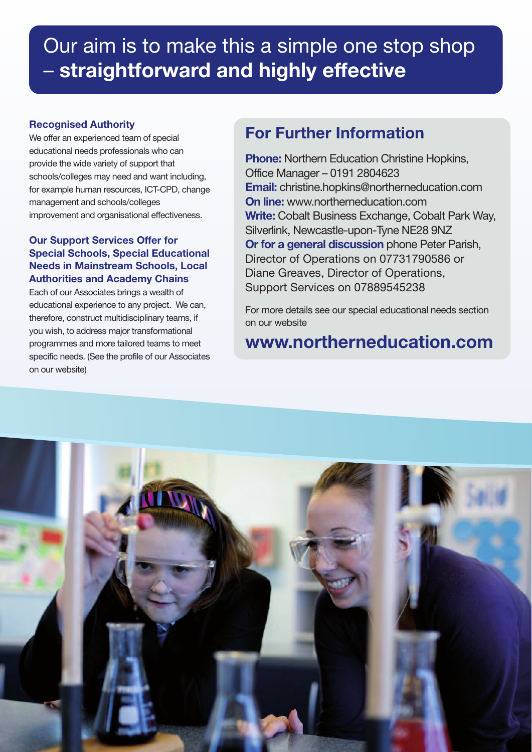# Our aim is to make this a simple one stop shop – **straightforward and highly effective**

### Recognised Authority

We offer an experienced team of special educational needs professionals who can provide the wide variety of support that schools/colleges may need and want including, for example human resources, ICT-CPD, change management and schools/colleges improvement and organisational effectiveness.

### Our Support Services Offer for Special Schools, Special Educational Needs in Mainstream Schools, Local Authorities and Academy Chains

Each of our Associates brings a wealth of educational experience to any project. We can, therefore, construct multidisciplinary teams, if you wish, to address major transformational programmes and more tailored teams to meet specific needs. (See the profile of our Associates on our website)

## For Further Information

**Phone:** Northern Education Christine Hopkins, Office Manager – 0191 2804623
**Email:** christine.hopkins@northerneducation.com
**On line:** www.northerneducation.com
**Write:** Cobalt Business Exchange, Cobalt Park Way, Silverlink, Newcastle-upon-Tyne NE28 9NZ
**Or for a general discussion** phone Peter Parish, Director of Operations on 07731790586 or Diane Greaves, Director of Operations, Support Services on 07889545238

For more details see our special educational needs section on our website

**www.northerneducation.com**